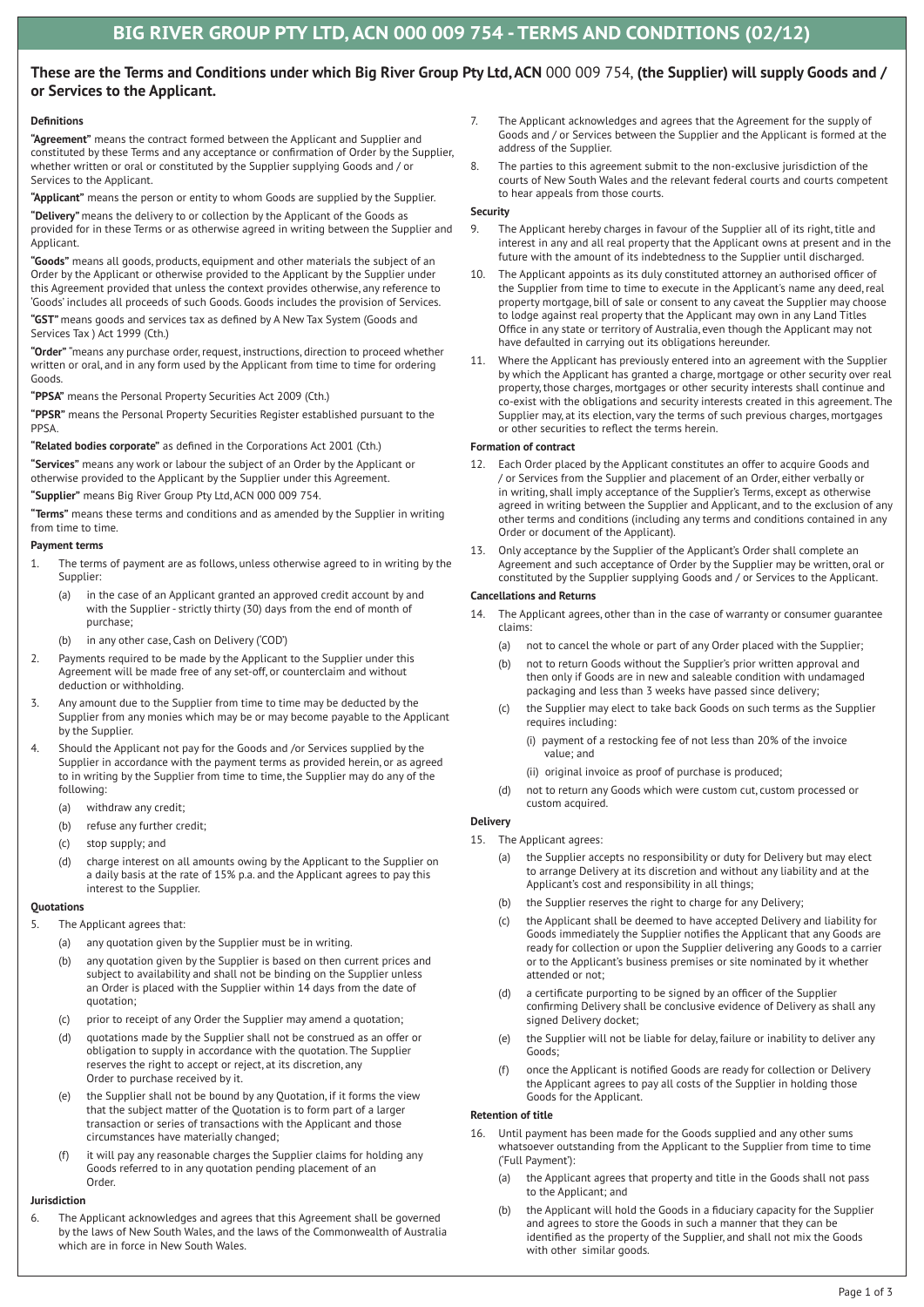# BIG RIVER GROUP PTY LTD, ACN 000 009 754 - TERMS AND CONDITIONS (02/12)

## These are the Terms and Conditions under which Big River Group Pty Ltd, ACN 000 009 754, (the Supplier) will supply Goods and / or Services to the Applicant.

### Definitions

**"Agreement"** means the contract formed between the Applicant and Supplier and constituted by these Terms and any acceptance or confirmation of Order by the Supplier, whether written or oral or constituted by the Supplier supplying Goods and / or Services to the Applicant.

**"Applicant"** means the person or entity to whom Goods are supplied by the Supplier.

**"Delivery"** means the delivery to or collection by the Applicant of the Goods as provided for in these Terms or as otherwise agreed in writing between the Supplier and Applicant.

**"Goods"** means all goods, products, equipment and other materials the subject of an Order by the Applicant or otherwise provided to the Applicant by the Supplier under this Agreement provided that unless the context provides otherwise, any reference to 'Goods' includes all proceeds of such Goods. Goods includes the provision of Services.

**"GST"** means goods and services tax as defined by A New Tax System (Goods and Services Tax ) Act 1999 (Cth.)

**"Order"** "means any purchase order, request, instructions, direction to proceed whether written or oral, and in any form used by the Applicant from time to time for ordering Goods.

**"PPSA"** means the Personal Property Securities Act 2009 (Cth.)

**"PPSR"** means the Personal Property Securities Register established pursuant to the PPSA.

**"Related bodies corporate"** as defined in the Corporations Act 2001 (Cth.)

**"Services"** means any work or labour the subject of an Order by the Applicant or otherwise provided to the Applicant by the Supplier under this Agreement.

**"Supplier"** means Big River Group Pty Ltd, ACN 000 009 754.

**"Terms"** means these terms and conditions and as amended by the Supplier in writing from time to time.

### Payment terms

1. The terms of payment are as follows, unless otherwise agreed to in writing by the Supplier:
   (a) in the case of an Applicant granted an approved credit account by and with the Supplier - strictly thirty (30) days from the end of month of purchase;
   (b) in any other case, Cash on Delivery ('COD')
2. Payments required to be made by the Applicant to the Supplier under this Agreement will be made free of any set-off, or counterclaim and without deduction or withholding.
3. Any amount due to the Supplier from time to time may be deducted by the Supplier from any monies which may be or may become payable to the Applicant by the Supplier.
4. Should the Applicant not pay for the Goods and /or Services supplied by the Supplier in accordance with the payment terms as provided herein, or as agreed to in writing by the Supplier from time to time, the Supplier may do any of the following:
   (a) withdraw any credit;
   (b) refuse any further credit;
   (c) stop supply; and
   (d) charge interest on all amounts owing by the Applicant to the Supplier on a daily basis at the rate of 15% p.a. and the Applicant agrees to pay this interest to the Supplier.

### Quotations

5. The Applicant agrees that:
   (a) any quotation given by the Supplier must be in writing.
   (b) any quotation given by the Supplier is based on then current prices and subject to availability and shall not be binding on the Supplier unless an Order is placed with the Supplier within 14 days from the date of quotation;
   (c) prior to receipt of any Order the Supplier may amend a quotation;
   (d) quotations made by the Supplier shall not be construed as an offer or obligation to supply in accordance with the quotation. The Supplier reserves the right to accept or reject, at its discretion, any Order to purchase received by it.
   (e) the Supplier shall not be bound by any Quotation, if it forms the view that the subject matter of the Quotation is to form part of a larger transaction or series of transactions with the Applicant and those circumstances have materially changed;
   (f) it will pay any reasonable charges the Supplier claims for holding any Goods referred to in any quotation pending placement of an Order.

### Jurisdiction

6. The Applicant acknowledges and agrees that this Agreement shall be governed by the laws of New South Wales, and the laws of the Commonwealth of Australia which are in force in New South Wales.
7. The Applicant acknowledges and agrees that the Agreement for the supply of Goods and / or Services between the Supplier and the Applicant is formed at the address of the Supplier.
8. The parties to this agreement submit to the non-exclusive jurisdiction of the courts of New South Wales and the relevant federal courts and courts competent to hear appeals from those courts.

### Security

9. The Applicant hereby charges in favour of the Supplier all of its right, title and interest in any and all real property that the Applicant owns at present and in the future with the amount of its indebtedness to the Supplier until discharged.
10. The Applicant appoints as its duly constituted attorney an authorised officer of the Supplier from time to time to execute in the Applicant's name any deed, real property mortgage, bill of sale or consent to any caveat the Supplier may choose to lodge against real property that the Applicant may own in any Land Titles Office in any state or territory of Australia, even though the Applicant may not have defaulted in carrying out its obligations hereunder.
11. Where the Applicant has previously entered into an agreement with the Supplier by which the Applicant has granted a charge, mortgage or other security over real property, those charges, mortgages or other security interests shall continue and co-exist with the obligations and security interests created in this agreement. The Supplier may, at its election, vary the terms of such previous charges, mortgages or other securities to reflect the terms herein.

### Formation of contract

12. Each Order placed by the Applicant constitutes an offer to acquire Goods and / or Services from the Supplier and placement of an Order, either verbally or in writing, shall imply acceptance of the Supplier's Terms, except as otherwise agreed in writing between the Supplier and Applicant, and to the exclusion of any other terms and conditions (including any terms and conditions contained in any Order or document of the Applicant).
13. Only acceptance by the Supplier of the Applicant's Order shall complete an Agreement and such acceptance of Order by the Supplier may be written, oral or constituted by the Supplier supplying Goods and / or Services to the Applicant.

### Cancellations and Returns

14. The Applicant agrees, other than in the case of warranty or consumer guarantee claims:
   (a) not to cancel the whole or part of any Order placed with the Supplier;
   (b) not to return Goods without the Supplier's prior written approval and then only if Goods are in new and saleable condition with undamaged packaging and less than 3 weeks have passed since delivery;
   (c) the Supplier may elect to take back Goods on such terms as the Supplier requires including:
      (i) payment of a restocking fee of not less than 20% of the invoice value; and
      (ii) original invoice as proof of purchase is produced;
   (d) not to return any Goods which were custom cut, custom processed or custom acquired.

### Delivery

15. The Applicant agrees:
   (a) the Supplier accepts no responsibility or duty for Delivery but may elect to arrange Delivery at its discretion and without any liability and at the Applicant's cost and responsibility in all things;
   (b) the Supplier reserves the right to charge for any Delivery;
   (c) the Applicant shall be deemed to have accepted Delivery and liability for Goods immediately the Supplier notifies the Applicant that any Goods are ready for collection or upon the Supplier delivering any Goods to a carrier or to the Applicant's business premises or site nominated by it whether attended or not;
   (d) a certificate purporting to be signed by an officer of the Supplier confirming Delivery shall be conclusive evidence of Delivery as shall any signed Delivery docket;
   (e) the Supplier will not be liable for delay, failure or inability to deliver any Goods;
   (f) once the Applicant is notified Goods are ready for collection or Delivery the Applicant agrees to pay all costs of the Supplier in holding those Goods for the Applicant.

### Retention of title

16. Until payment has been made for the Goods supplied and any other sums whatsoever outstanding from the Applicant to the Supplier from time to time ('Full Payment'):
   (a) the Applicant agrees that property and title in the Goods shall not pass to the Applicant; and
   (b) the Applicant will hold the Goods in a fiduciary capacity for the Supplier and agrees to store the Goods in such a manner that they can be identified as the property of the Supplier, and shall not mix the Goods with other similar goods.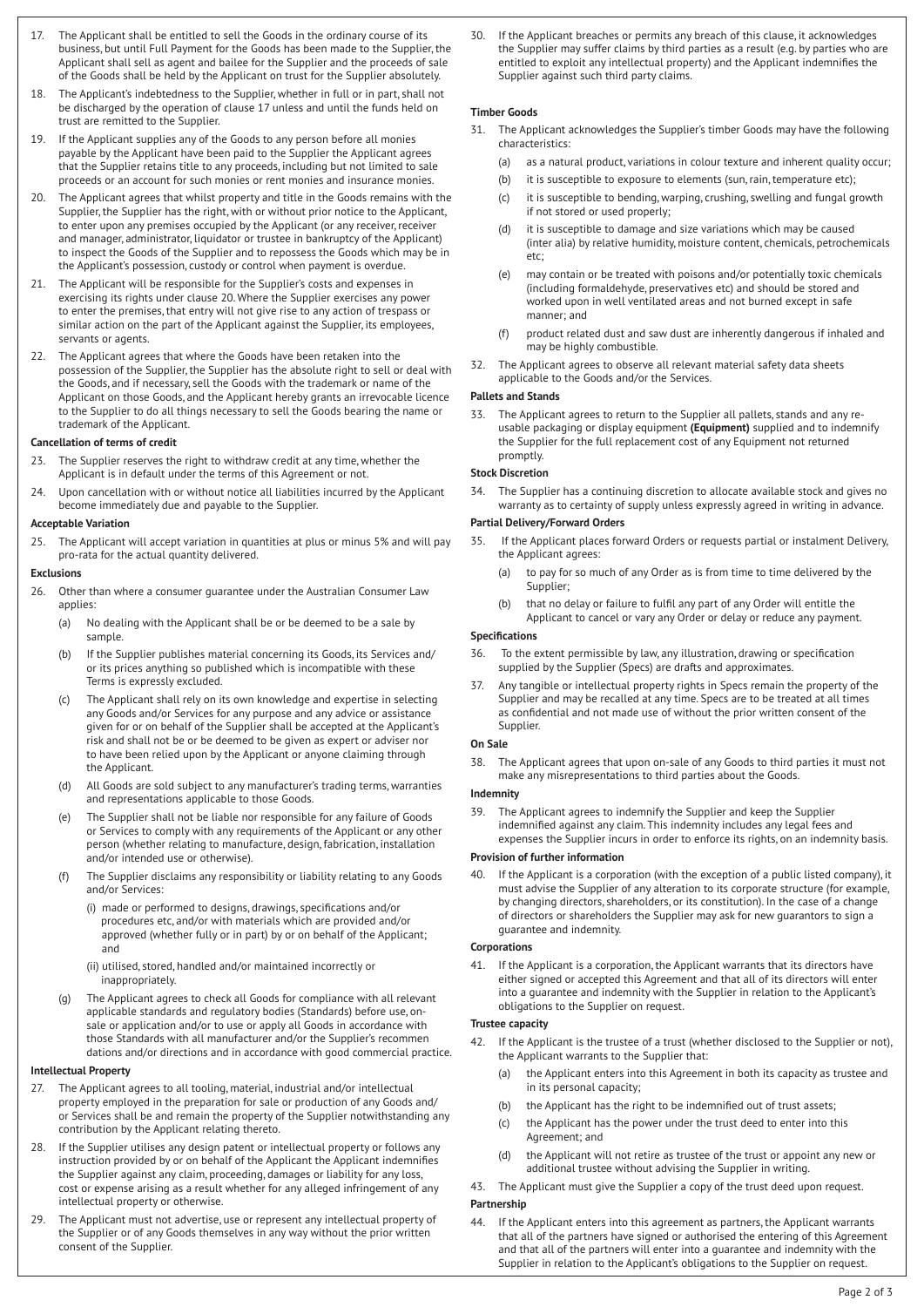17. The Applicant shall be entitled to sell the Goods in the ordinary course of its business, but until Full Payment for the Goods has been made to the Supplier, the Applicant shall sell as agent and bailee for the Supplier and the proceeds of sale of the Goods shall be held by the Applicant on trust for the Supplier absolutely.
18. The Applicant's indebtedness to the Supplier, whether in full or in part, shall not be discharged by the operation of clause 17 unless and until the funds held on trust are remitted to the Supplier.
19. If the Applicant supplies any of the Goods to any person before all monies payable by the Applicant have been paid to the Supplier the Applicant agrees that the Supplier retains title to any proceeds, including but not limited to sale proceeds or an account for such monies or rent monies and insurance monies.
20. The Applicant agrees that whilst property and title in the Goods remains with the Supplier, the Supplier has the right, with or without prior notice to the Applicant, to enter upon any premises occupied by the Applicant (or any receiver, receiver and manager, administrator, liquidator or trustee in bankruptcy of the Applicant) to inspect the Goods of the Supplier and to repossess the Goods which may be in the Applicant's possession, custody or control when payment is overdue.
21. The Applicant will be responsible for the Supplier's costs and expenses in exercising its rights under clause 20. Where the Supplier exercises any power to enter the premises, that entry will not give rise to any action of trespass or similar action on the part of the Applicant against the Supplier, its employees, servants or agents.
22. The Applicant agrees that where the Goods have been retaken into the possession of the Supplier, the Supplier has the absolute right to sell or deal with the Goods, and if necessary, sell the Goods with the trademark or name of the Applicant on those Goods, and the Applicant hereby grants an irrevocable licence to the Supplier to do all things necessary to sell the Goods bearing the name or trademark of the Applicant.

**Cancellation of terms of credit**

23. The Supplier reserves the right to withdraw credit at any time, whether the Applicant is in default under the terms of this Agreement or not.
24. Upon cancellation with or without notice all liabilities incurred by the Applicant become immediately due and payable to the Supplier.

**Acceptable Variation**

25. The Applicant will accept variation in quantities at plus or minus 5% and will pay pro-rata for the actual quantity delivered.

**Exclusions**

26. Other than where a consumer guarantee under the Australian Consumer Law applies:
    (a) No dealing with the Applicant shall be or be deemed to be a sale by sample.
    (b) If the Supplier publishes material concerning its Goods, its Services and/or its prices anything so published which is incompatible with these Terms is expressly excluded.
    (c) The Applicant shall rely on its own knowledge and expertise in selecting any Goods and/or Services for any purpose and any advice or assistance given for or on behalf of the Supplier shall be accepted at the Applicant's risk and shall not be or be deemed to be given as expert or adviser nor to have been relied upon by the Applicant or anyone claiming through the Applicant.
    (d) All Goods are sold subject to any manufacturer's trading terms, warranties and representations applicable to those Goods.
    (e) The Supplier shall not be liable nor responsible for any failure of Goods or Services to comply with any requirements of the Applicant or any other person (whether relating to manufacture, design, fabrication, installation and/or intended use or otherwise).
    (f) The Supplier disclaims any responsibility or liability relating to any Goods and/or Services:
        (i) made or performed to designs, drawings, specifications and/or procedures etc, and/or with materials which are provided and/or approved (whether fully or in part) by or on behalf of the Applicant; and
        (ii) utilised, stored, handled and/or maintained incorrectly or inappropriately.
    (g) The Applicant agrees to check all Goods for compliance with all relevant applicable standards and regulatory bodies (Standards) before use, on-sale or application and/or to use or apply all Goods in accordance with those Standards with all manufacturer and/or the Supplier's recommendations and/or directions and in accordance with good commercial practice.

**Intellectual Property**

27. The Applicant agrees to all tooling, material, industrial and/or intellectual property employed in the preparation for sale or production of any Goods and/or Services shall be and remain the property of the Supplier notwithstanding any contribution by the Applicant relating thereto.
28. If the Supplier utilises any design patent or intellectual property or follows any instruction provided by or on behalf of the Applicant the Applicant indemnifies the Supplier against any claim, proceeding, damages or liability for any loss, cost or expense arising as a result whether for any alleged infringement of any intellectual property or otherwise.
29. The Applicant must not advertise, use or represent any intellectual property of the Supplier or of any Goods themselves in any way without the prior written consent of the Supplier.
30. If the Applicant breaches or permits any breach of this clause, it acknowledges the Supplier may suffer claims by third parties as a result (e.g. by parties who are entitled to exploit any intellectual property) and the Applicant indemnifies the Supplier against such third party claims.

**Timber Goods**

31. The Applicant acknowledges the Supplier's timber Goods may have the following characteristics:
    (a) as a natural product, variations in colour texture and inherent quality occur;
    (b) it is susceptible to exposure to elements (sun, rain, temperature etc);
    (c) it is susceptible to bending, warping, crushing, swelling and fungal growth if not stored or used properly;
    (d) it is susceptible to damage and size variations which may be caused (inter alia) by relative humidity, moisture content, chemicals, petrochemicals etc;
    (e) may contain or be treated with poisons and/or potentially toxic chemicals (including formaldehyde, preservatives etc) and should be stored and worked upon in well ventilated areas and not burned except in safe manner; and
    (f) product related dust and saw dust are inherently dangerous if inhaled and may be highly combustible.
32. The Applicant agrees to observe all relevant material safety data sheets applicable to the Goods and/or the Services.

**Pallets and Stands**

33. The Applicant agrees to return to the Supplier all pallets, stands and any re-usable packaging or display equipment **(Equipment)** supplied and to indemnify the Supplier for the full replacement cost of any Equipment not returned promptly.

**Stock Discretion**

34. The Supplier has a continuing discretion to allocate available stock and gives no warranty as to certainty of supply unless expressly agreed in writing in advance.

**Partial Delivery/Forward Orders**

35. If the Applicant places forward Orders or requests partial or instalment Delivery, the Applicant agrees:
    (a) to pay for so much of any Order as is from time to time delivered by the Supplier;
    (b) that no delay or failure to fulfil any part of any Order will entitle the Applicant to cancel or vary any Order or delay or reduce any payment.

**Specifications**

36. To the extent permissible by law, any illustration, drawing or specification supplied by the Supplier (Specs) are drafts and approximates.
37. Any tangible or intellectual property rights in Specs remain the property of the Supplier and may be recalled at any time. Specs are to be treated at all times as confidential and not made use of without the prior written consent of the Supplier.

**On Sale**

38. The Applicant agrees that upon on-sale of any Goods to third parties it must not make any misrepresentations to third parties about the Goods.

**Indemnity**

39. The Applicant agrees to indemnify the Supplier and keep the Supplier indemnified against any claim. This indemnity includes any legal fees and expenses the Supplier incurs in order to enforce its rights, on an indemnity basis.

**Provision of further information**

40. If the Applicant is a corporation (with the exception of a public listed company), it must advise the Supplier of any alteration to its corporate structure (for example, by changing directors, shareholders, or its constitution). In the case of a change of directors or shareholders the Supplier may ask for new guarantors to sign a guarantee and indemnity.

**Corporations**

41. If the Applicant is a corporation, the Applicant warrants that its directors have either signed or accepted this Agreement and that all of its directors will enter into a guarantee and indemnity with the Supplier in relation to the Applicant's obligations to the Supplier on request.

**Trustee capacity**

42. If the Applicant is the trustee of a trust (whether disclosed to the Supplier or not), the Applicant warrants to the Supplier that:
    (a) the Applicant enters into this Agreement in both its capacity as trustee and in its personal capacity;
    (b) the Applicant has the right to be indemnified out of trust assets;
    (c) the Applicant has the power under the trust deed to enter into this Agreement; and
    (d) the Applicant will not retire as trustee of the trust or appoint any new or additional trustee without advising the Supplier in writing.
43. The Applicant must give the Supplier a copy of the trust deed upon request.

**Partnership**

44. If the Applicant enters into this agreement as partners, the Applicant warrants that all of the partners have signed or authorised the entering of this Agreement and that all of the partners will enter into a guarantee and indemnity with the Supplier in relation to the Applicant's obligations to the Supplier on request.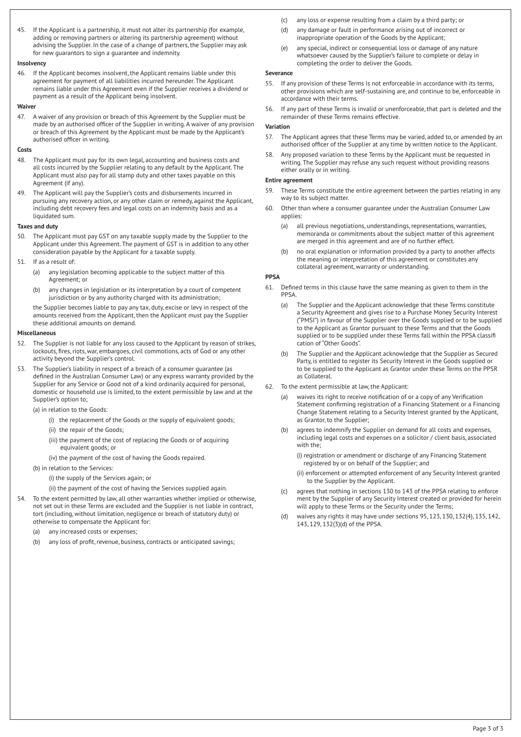45. If the Applicant is a partnership, it must not alter its partnership (for example, adding or removing partners or altering its partnership agreement) without advising the Supplier. In the case of a change of partners, the Supplier may ask for new guarantors to sign a guarantee and indemnity.

**Insolvency**

46. If the Applicant becomes insolvent, the Applicant remains liable under this agreement for payment of all liabilities incurred hereunder. The Applicant remains liable under this Agreement even if the Supplier receives a dividend or payment as a result of the Applicant being insolvent.

**Waiver**

47. A waiver of any provision or breach of this Agreement by the Supplier must be made by an authorised officer of the Supplier in writing. A waiver of any provision or breach of this Agreement by the Applicant must be made by the Applicant's authorised officer in writing.

**Costs**

48. The Applicant must pay for its own legal, accounting and business costs and all costs incurred by the Supplier relating to any default by the Applicant. The Applicant must also pay for all stamp duty and other taxes payable on this Agreement (if any).

49. The Applicant will pay the Supplier's costs and disbursements incurred in pursuing any recovery action, or any other claim or remedy, against the Applicant, including debt recovery fees and legal costs on an indemnity basis and as a liquidated sum.

**Taxes and duty**

50. The Applicant must pay GST on any taxable supply made by the Supplier to the Applicant under this Agreement. The payment of GST is in addition to any other consideration payable by the Applicant for a taxable supply.

51. If as a result of:

    (a) any legislation becoming applicable to the subject matter of this Agreement; or

    (b) any changes in legislation or its interpretation by a court of competent jurisdiction or by any authority charged with its administration;

    the Supplier becomes liable to pay any tax, duty, excise or levy in respect of the amounts received from the Applicant, then the Applicant must pay the Supplier these additional amounts on demand.

**Miscellaneous**

52. The Supplier is not liable for any loss caused to the Applicant by reason of strikes, lockouts, fires, riots, war, embargoes, civil commotions, acts of God or any other activity beyond the Supplier's control.

53. The Supplier's liability in respect of a breach of a consumer guarantee (as defined in the Australian Consumer Law) or any express warranty provided by the Supplier for any Service or Good not of a kind ordinarily acquired for personal, domestic or household use is limited, to the extent permissible by law and at the Supplier's option to;

    (a) in relation to the Goods:

        (i) the replacement of the Goods or the supply of equivalent goods;

        (ii) the repair of the Goods;

        (iii) the payment of the cost of replacing the Goods or of acquiring equivalent goods; or

        (iv) the payment of the cost of having the Goods repaired.

    (b) in relation to the Services:

        (i) the supply of the Services again; or

        (ii) the payment of the cost of having the Services supplied again.

54. To the extent permitted by law, all other warranties whether implied or otherwise, not set out in these Terms are excluded and the Supplier is not liable in contract, tort (including, without limitation, negligence or breach of statutory duty) or otherwise to compensate the Applicant for:

    (a) any increased costs or expenses;

    (b) any loss of profit, revenue, business, contracts or anticipated savings;

    (c) any loss or expense resulting from a claim by a third party; or

    (d) any damage or fault in performance arising out of incorrect or inappropriate operation of the Goods by the Applicant;

    (e) any special, indirect or consequential loss or damage of any nature whatsoever caused by the Supplier's failure to complete or delay in completing the order to deliver the Goods.

**Severance**

55. If any provision of these Terms is not enforceable in accordance with its terms, other provisions which are self-sustaining are, and continue to be, enforceable in accordance with their terms.

56. If any part of these Terms is invalid or unenforceable, that part is deleted and the remainder of these Terms remains effective.

**Variation**

57. The Applicant agrees that these Terms may be varied, added to, or amended by an authorised officer of the Supplier at any time by written notice to the Applicant.

58. Any proposed variation to these Terms by the Applicant must be requested in writing. The Supplier may refuse any such request without providing reasons either orally or in writing.

**Entire agreement**

59. These Terms constitute the entire agreement between the parties relating in any way to its subject matter.

60. Other than where a consumer guarantee under the Australian Consumer Law applies:

    (a) all previous negotiations, understandings, representations, warranties, memoranda or commitments about the subject matter of this agreement are merged in this agreement and are of no further effect.

    (b) no oral explanation or information provided by a party to another affects the meaning or interpretation of this agreement or constitutes any collateral agreement, warranty or understanding.

**PPSA**

61. Defined terms in this clause have the same meaning as given to them in the PPSA.

    (a) The Supplier and the Applicant acknowledge that these Terms constitute a Security Agreement and gives rise to a Purchase Money Security Interest ("PMSI") in favour of the Supplier over the Goods supplied or to be supplied to the Applicant as Grantor pursuant to these Terms and that the Goods supplied or to be supplied under these Terms fall within the PPSA classification of "Other Goods".

    (b) The Supplier and the Applicant acknowledge that the Supplier as Secured Party, is entitled to register its Security Interest in the Goods supplied or to be supplied to the Applicant as Grantor under these Terms on the PPSR as Collateral.

62. To the extent permissible at law, the Applicant:

    (a) waives its right to receive notification of or a copy of any Verification Statement confirming registration of a Financing Statement or a Financing Change Statement relating to a Security Interest granted by the Applicant, as Grantor, to the Supplier;

    (b) agrees to indemnify the Supplier on demand for all costs and expenses, including legal costs and expenses on a solicitor / client basis, associated with the;

        (i) registration or amendment or discharge of any Financing Statement registered by or on behalf of the Supplier; and

        (ii) enforcement or attempted enforcement of any Security Interest granted to the Supplier by the Applicant.

    (c) agrees that nothing in sections 130 to 143 of the PPSA relating to enforcement by the Supplier of any Security Interest created or provided for herein will apply to these Terms or the Security under the Terms;

    (d) waives any rights it may have under sections 95, 123, 130, 132(4), 135, 142, 143, 129, 132(3)(d) of the PPSA.